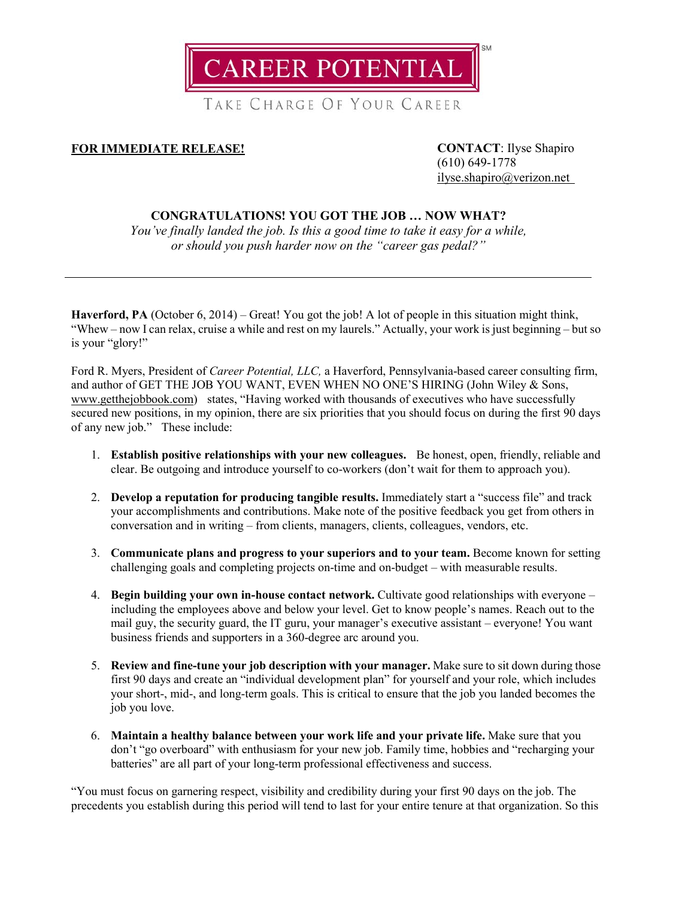# CAREER POTENTIAL[SM]

TAKE CHARGE OF YOUR CAREER

**FOR IMMEDIATE RELEASE!**

**CONTACT**: Ilyse Shapiro
(610) 649-1778
ilyse.shapiro@verizon.net

## CONGRATULATIONS! YOU GOT THE JOB … NOW WHAT?

*You've finally landed the job. Is this a good time to take it easy for a while, or should you push harder now on the "career gas pedal?"*

---

**Haverford, PA** (October 6, 2014) – Great! You got the job! A lot of people in this situation might think, "Whew – now I can relax, cruise a while and rest on my laurels." Actually, your work is just beginning – but so is your "glory!"

Ford R. Myers, President of *Career Potential, LLC,* a Haverford, Pennsylvania-based career consulting firm, and author of GET THE JOB YOU WANT, EVEN WHEN NO ONE'S HIRING (John Wiley & Sons, www.getthejobbook.com) states, "Having worked with thousands of executives who have successfully secured new positions, in my opinion, there are six priorities that you should focus on during the first 90 days of any new job." These include:

1. **Establish positive relationships with your new colleagues.** Be honest, open, friendly, reliable and clear. Be outgoing and introduce yourself to co-workers (don't wait for them to approach you).

2. **Develop a reputation for producing tangible results.** Immediately start a "success file" and track your accomplishments and contributions. Make note of the positive feedback you get from others in conversation and in writing – from clients, managers, clients, colleagues, vendors, etc.

3. **Communicate plans and progress to your superiors and to your team.** Become known for setting challenging goals and completing projects on-time and on-budget – with measurable results.

4. **Begin building your own in-house contact network.** Cultivate good relationships with everyone – including the employees above and below your level. Get to know people's names. Reach out to the mail guy, the security guard, the IT guru, your manager's executive assistant – everyone! You want business friends and supporters in a 360-degree arc around you.

5. **Review and fine-tune your job description with your manager.** Make sure to sit down during those first 90 days and create an "individual development plan" for yourself and your role, which includes your short-, mid-, and long-term goals. This is critical to ensure that the job you landed becomes the job you love.

6. **Maintain a healthy balance between your work life and your private life.** Make sure that you don't "go overboard" with enthusiasm for your new job. Family time, hobbies and "recharging your batteries" are all part of your long-term professional effectiveness and success.

"You must focus on garnering respect, visibility and credibility during your first 90 days on the job. The precedents you establish during this period will tend to last for your entire tenure at that organization. So this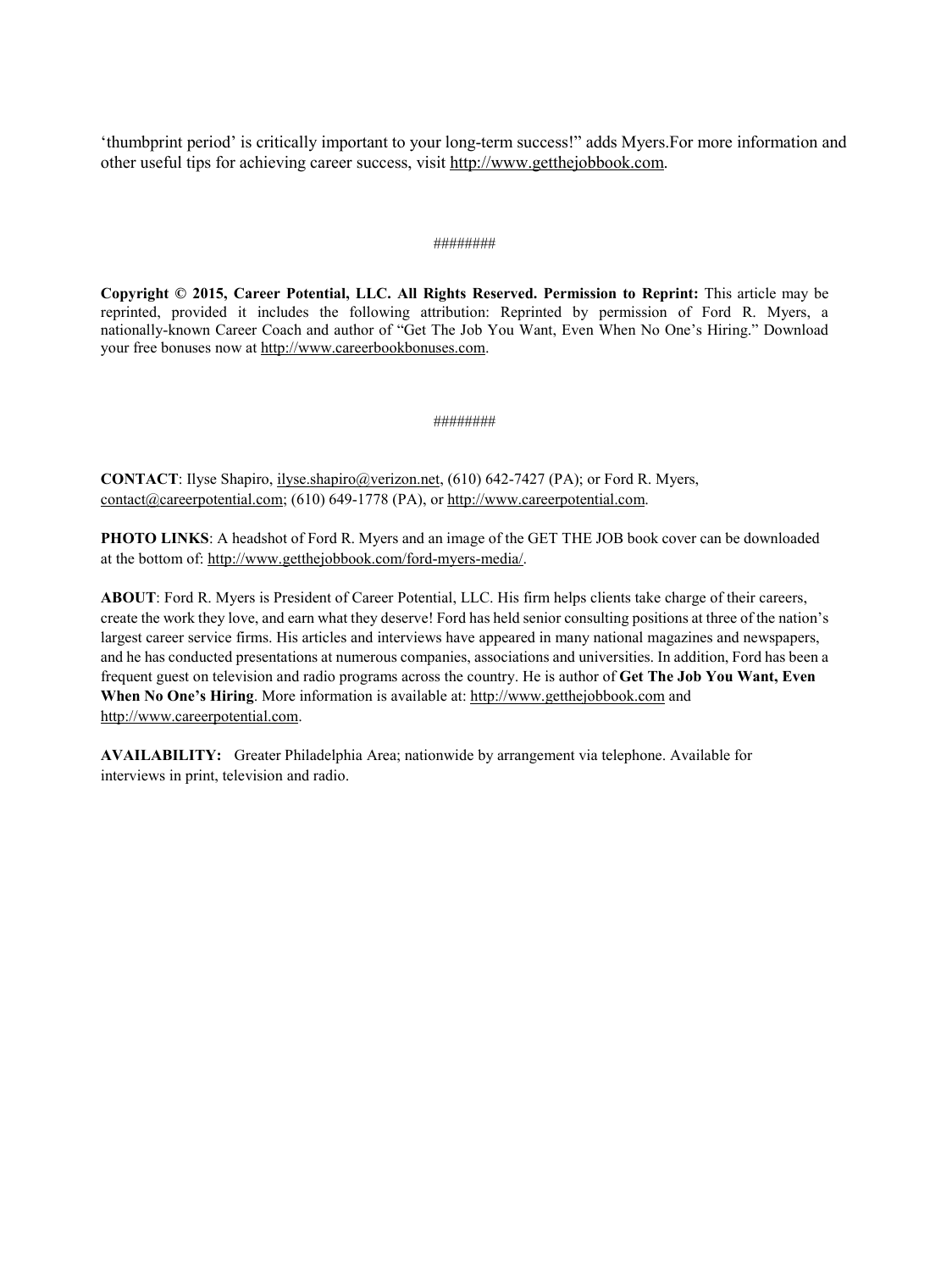'thumbprint period' is critically important to your long-term success!" adds Myers.For more information and other useful tips for achieving career success, visit http://www.getthejobbook.com.

########

**Copyright © 2015, Career Potential, LLC. All Rights Reserved. Permission to Reprint:** This article may be reprinted, provided it includes the following attribution: Reprinted by permission of Ford R. Myers, a nationally-known Career Coach and author of "Get The Job You Want, Even When No One's Hiring." Download your free bonuses now at http://www.careerbookbonuses.com.

########

**CONTACT**: Ilyse Shapiro, ilyse.shapiro@verizon.net, (610) 642-7427 (PA); or Ford R. Myers, contact@careerpotential.com; (610) 649-1778 (PA), or http://www.careerpotential.com.

**PHOTO LINKS**: A headshot of Ford R. Myers and an image of the GET THE JOB book cover can be downloaded at the bottom of: http://www.getthejobbook.com/ford-myers-media/.

**ABOUT**: Ford R. Myers is President of Career Potential, LLC. His firm helps clients take charge of their careers, create the work they love, and earn what they deserve! Ford has held senior consulting positions at three of the nation's largest career service firms. His articles and interviews have appeared in many national magazines and newspapers, and he has conducted presentations at numerous companies, associations and universities. In addition, Ford has been a frequent guest on television and radio programs across the country. He is author of **Get The Job You Want, Even When No One's Hiring**. More information is available at: http://www.getthejobbook.com and http://www.careerpotential.com.

**AVAILABILITY:** Greater Philadelphia Area; nationwide by arrangement via telephone. Available for interviews in print, television and radio.